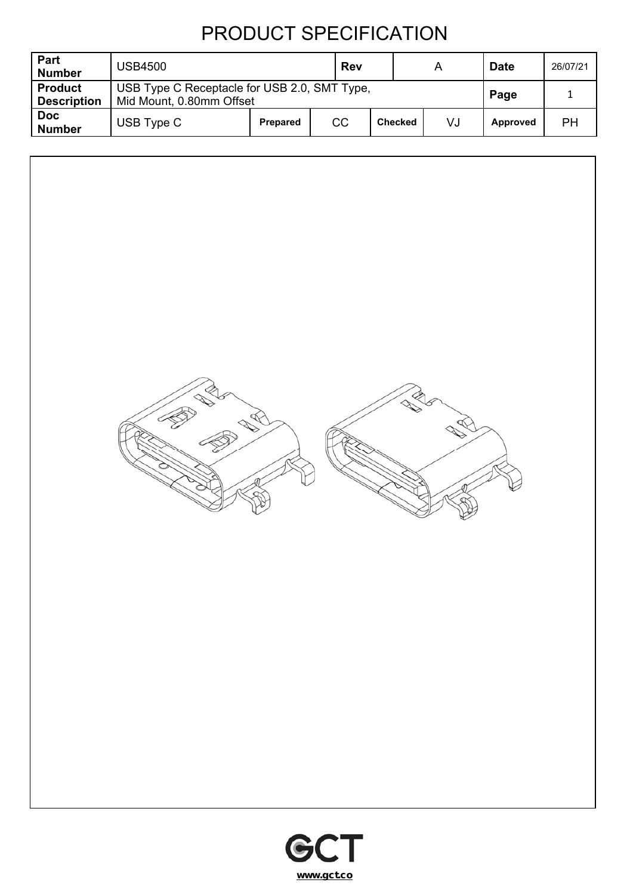# PRODUCT SPECIFICATION

| Part Number | USB4500 | | | Rev | A | | Date | 26/07/21 |
|---|---|---|---|---|---|---|---|---|
| Product Description | USB Type C Receptacle for USB 2.0, SMT Type, Mid Mount, 0.80mm Offset | | | | | | Page | 1 |
| Doc Number | USB Type C | Prepared | CC | Checked | VJ | | Approved | PH |

GCT

www.gct.co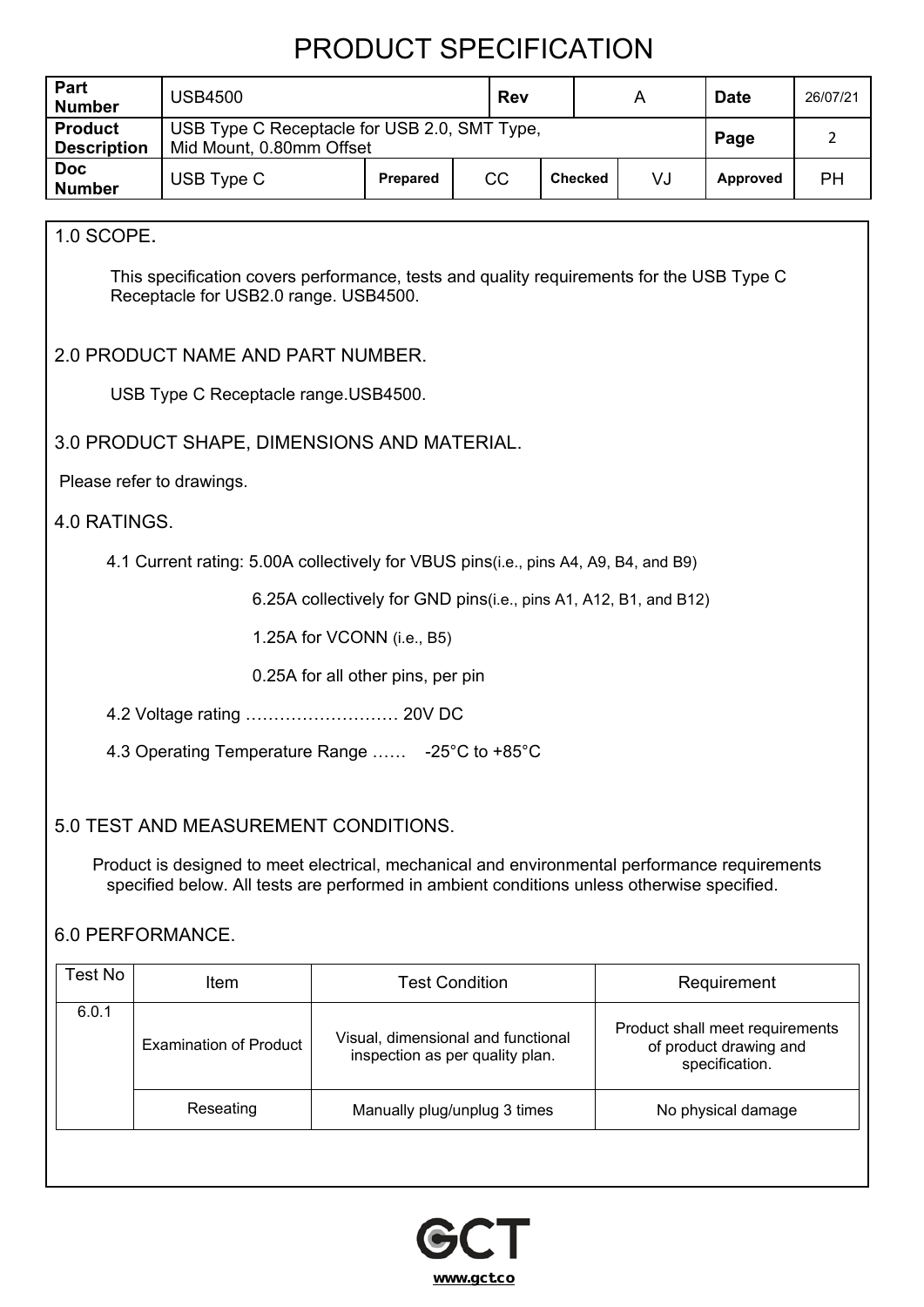# PRODUCT SPECIFICATION

| Part Number | USB4500 | | Rev | A | | Date | 26/07/21 |
|---|---|---|---|---|---|---|---|
| Product Description | USB Type C Receptacle for USB 2.0, SMT Type, Mid Mount, 0.80mm Offset | | | | | Page | 2 |
| Doc Number | USB Type C | Prepared | CC | Checked | VJ | Approved | PH |

## 1.0 SCOPE.

This specification covers performance, tests and quality requirements for the USB Type C Receptacle for USB2.0 range. USB4500.

## 2.0 PRODUCT NAME AND PART NUMBER.

USB Type C Receptacle range.USB4500.

## 3.0 PRODUCT SHAPE, DIMENSIONS AND MATERIAL.

Please refer to drawings.

## 4.0 RATINGS.

4.1 Current rating: 5.00A collectively for VBUS pins(i.e., pins A4, A9, B4, and B9)

6.25A collectively for GND pins(i.e., pins A1, A12, B1, and B12)

1.25A for VCONN (i.e., B5)

0.25A for all other pins, per pin

4.2 Voltage rating ……………………… 20V DC

4.3 Operating Temperature Range …… -25°C to +85°C

## 5.0 TEST AND MEASUREMENT CONDITIONS.

Product is designed to meet electrical, mechanical and environmental performance requirements specified below. All tests are performed in ambient conditions unless otherwise specified.

## 6.0 PERFORMANCE.

| Test No | Item | Test Condition | Requirement |
|---|---|---|---|
| 6.0.1 | Examination of Product | Visual, dimensional and functional inspection as per quality plan. | Product shall meet requirements of product drawing and specification. |
| | Reseating | Manually plug/unplug 3 times | No physical damage |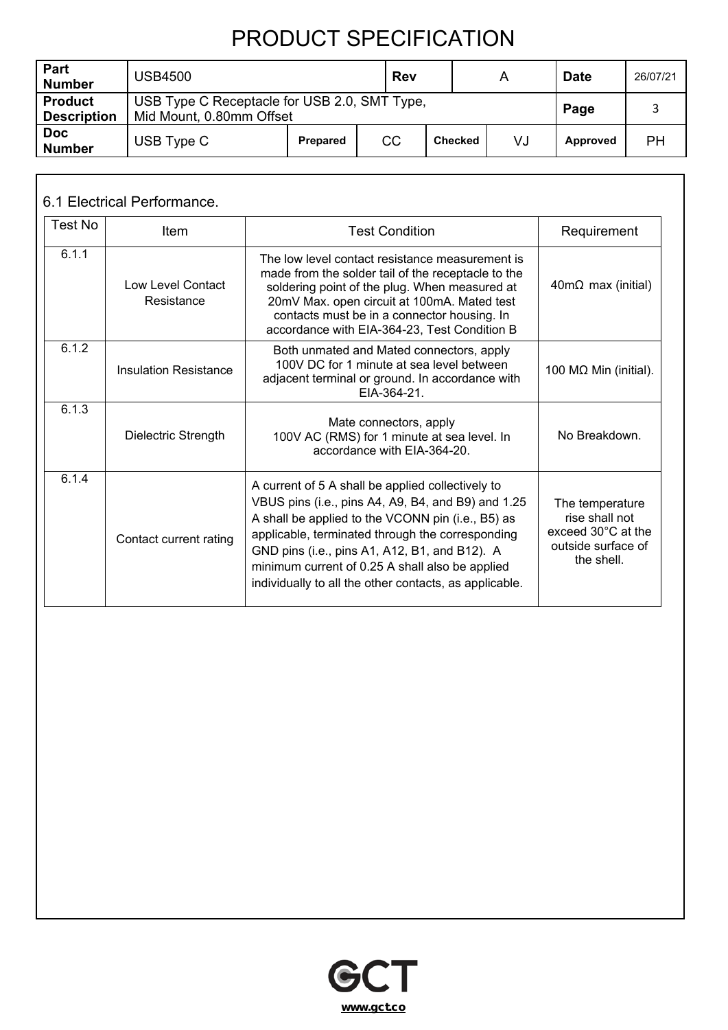# PRODUCT SPECIFICATION

| Part Number | USB4500 | | Rev | | A | Date | 26/07/21 |
|---|---|---|---|---|---|---|---|
| Product Description | USB Type C Receptacle for USB 2.0, SMT Type, Mid Mount, 0.80mm Offset | | | | | Page | 3 |
| Doc Number | USB Type C | Prepared | CC | Checked | VJ | Approved | PH |

## 6.1 Electrical Performance.

| Test No | Item | Test Condition | Requirement |
|---|---|---|---|
| 6.1.1 | Low Level Contact Resistance | The low level contact resistance measurement is made from the solder tail of the receptacle to the soldering point of the plug. When measured at 20mV Max. open circuit at 100mA. Mated test contacts must be in a connector housing. In accordance with EIA-364-23, Test Condition B | 40mΩ max (initial) |
| 6.1.2 | Insulation Resistance | Both unmated and Mated connectors, apply 100V DC for 1 minute at sea level between adjacent terminal or ground. In accordance with EIA-364-21. | 100 MΩ Min (initial). |
| 6.1.3 | Dielectric Strength | Mate connectors, apply 100V AC (RMS) for 1 minute at sea level. In accordance with EIA-364-20. | No Breakdown. |
| 6.1.4 | Contact current rating | A current of 5 A shall be applied collectively to VBUS pins (i.e., pins A4, A9, B4, and B9) and 1.25 A shall be applied to the VCONN pin (i.e., B5) as applicable, terminated through the corresponding GND pins (i.e., pins A1, A12, B1, and B12). A minimum current of 0.25 A shall also be applied individually to all the other contacts, as applicable. | The temperature rise shall not exceed 30°C at the outside surface of the shell. |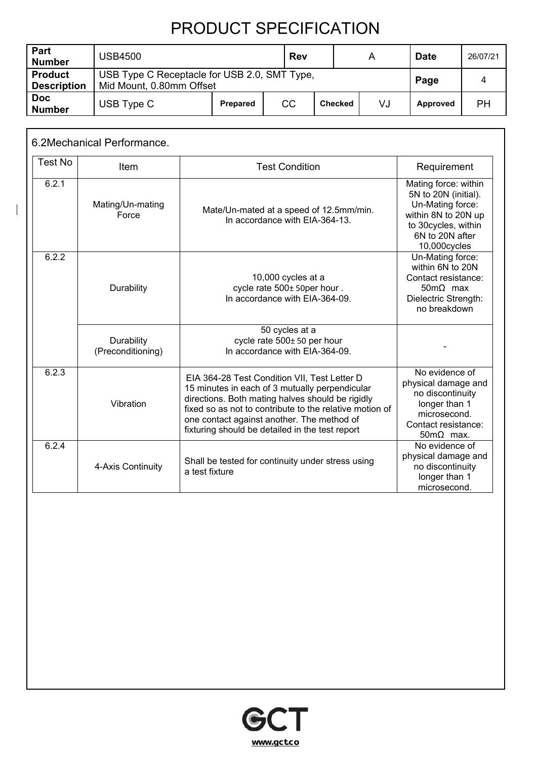# PRODUCT SPECIFICATION

| Part Number | USB4500 | | Rev | A | | Date | 26/07/21 |
|---|---|---|---|---|---|---|---|
| Product Description | USB Type C Receptacle for USB 2.0, SMT Type, Mid Mount, 0.80mm Offset | | | | | Page | 4 |
| Doc Number | USB Type C | Prepared | CC | Checked | VJ | Approved | PH |

## 6.2Mechanical Performance.

| Test No | Item | Test Condition | Requirement |
|---|---|---|---|
| 6.2.1 | Mating/Un-mating Force | Mate/Un-mated at a speed of 12.5mm/min. In accordance with EIA-364-13. | Mating force: within 5N to 20N (initial). Un-Mating force: within 8N to 20N up to 30cycles, within 6N to 20N after 10,000cycles |
| 6.2.2 | Durability | 10,000 cycles at a cycle rate 500± 50per hour . In accordance with EIA-364-09. | Un-Mating force: within 6N to 20N Contact resistance: 50mΩ max Dielectric Strength: no breakdown |
| | Durability (Preconditioning) | 50 cycles at a cycle rate 500± 50 per hour In accordance with EIA-364-09. | - |
| 6.2.3 | Vibration | EIA 364-28 Test Condition VII, Test Letter D 15 minutes in each of 3 mutually perpendicular directions. Both mating halves should be rigidly fixed so as not to contribute to the relative motion of one contact against another. The method of fixturing should be detailed in the test report | No evidence of physical damage and no discontinuity longer than 1 microsecond. Contact resistance: 50mΩ max. |
| 6.2.4 | 4-Axis Continuity | Shall be tested for continuity under stress using a test fixture | No evidence of physical damage and no discontinuity longer than 1 microsecond. |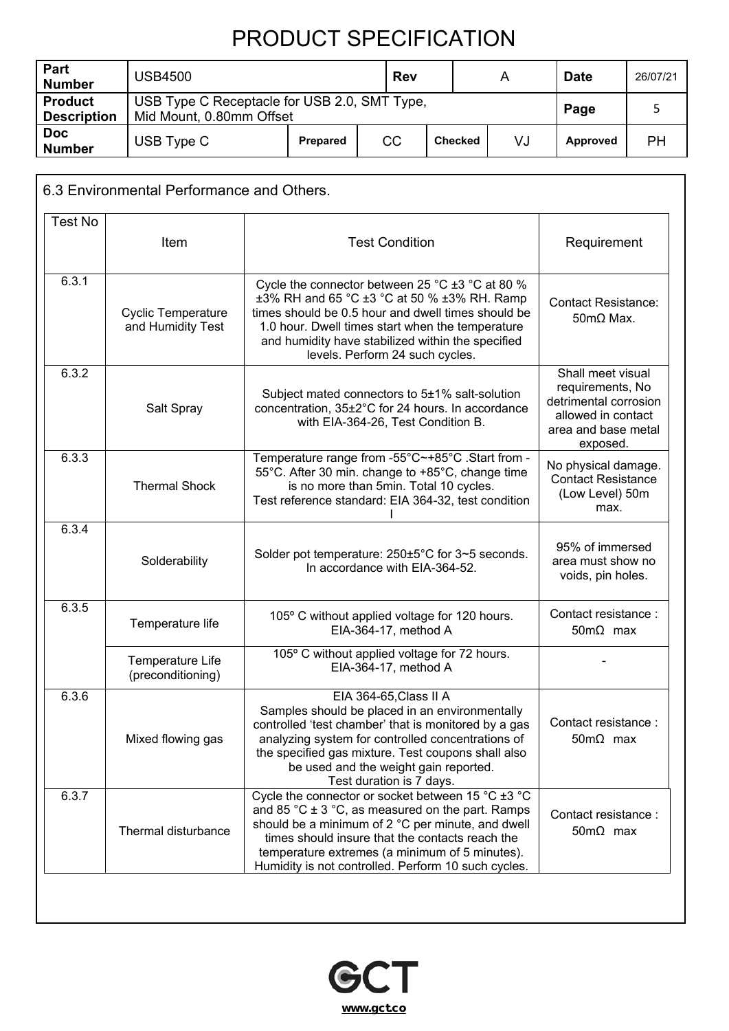# PRODUCT SPECIFICATION

| Part Number | USB4500 | | Rev | | A | Date | 26/07/21 |
|---|---|---|---|---|---|---|---|
| Product Description | USB Type C Receptacle for USB 2.0, SMT Type, Mid Mount, 0.80mm Offset | | | | | Page | 5 |
| Doc Number | USB Type C | Prepared | CC | Checked | VJ | Approved | PH |

## 6.3 Environmental Performance and Others.

| Test No | Item | Test Condition | Requirement |
|---|---|---|---|
| 6.3.1 | Cyclic Temperature and Humidity Test | Cycle the connector between 25 °C ±3 °C at 80 % ±3% RH and 65 °C ±3 °C at 50 % ±3% RH. Ramp times should be 0.5 hour and dwell times should be 1.0 hour. Dwell times start when the temperature and humidity have stabilized within the specified levels. Perform 24 such cycles. | Contact Resistance: 50mΩ Max. |
| 6.3.2 | Salt Spray | Subject mated connectors to 5±1% salt-solution concentration, 35±2°C for 24 hours. In accordance with EIA-364-26, Test Condition B. | Shall meet visual requirements, No detrimental corrosion allowed in contact area and base metal exposed. |
| 6.3.3 | Thermal Shock | Temperature range from -55°C~+85°C .Start from -55°C. After 30 min. change to +85°C, change time is no more than 5min. Total 10 cycles. Test reference standard: EIA 364-32, test condition I | No physical damage. Contact Resistance (Low Level) 50m max. |
| 6.3.4 | Solderability | Solder pot temperature: 250±5°C for 3~5 seconds. In accordance with EIA-364-52. | 95% of immersed area must show no voids, pin holes. |
| 6.3.5 | Temperature life | 105º C without applied voltage for 120 hours. EIA-364-17, method A | Contact resistance : 50mΩ max |
| | Temperature Life (preconditioning) | 105º C without applied voltage for 72 hours. EIA-364-17, method A | - |
| 6.3.6 | Mixed flowing gas | EIA 364-65,Class II A Samples should be placed in an environmentally controlled 'test chamber' that is monitored by a gas analyzing system for controlled concentrations of the specified gas mixture. Test coupons shall also be used and the weight gain reported. Test duration is 7 days. | Contact resistance : 50mΩ max |
| 6.3.7 | Thermal disturbance | Cycle the connector or socket between 15 °C ±3 °C and 85 °C ± 3 °C, as measured on the part. Ramps should be a minimum of 2 °C per minute, and dwell times should insure that the contacts reach the temperature extremes (a minimum of 5 minutes). Humidity is not controlled. Perform 10 such cycles. | Contact resistance : 50mΩ max |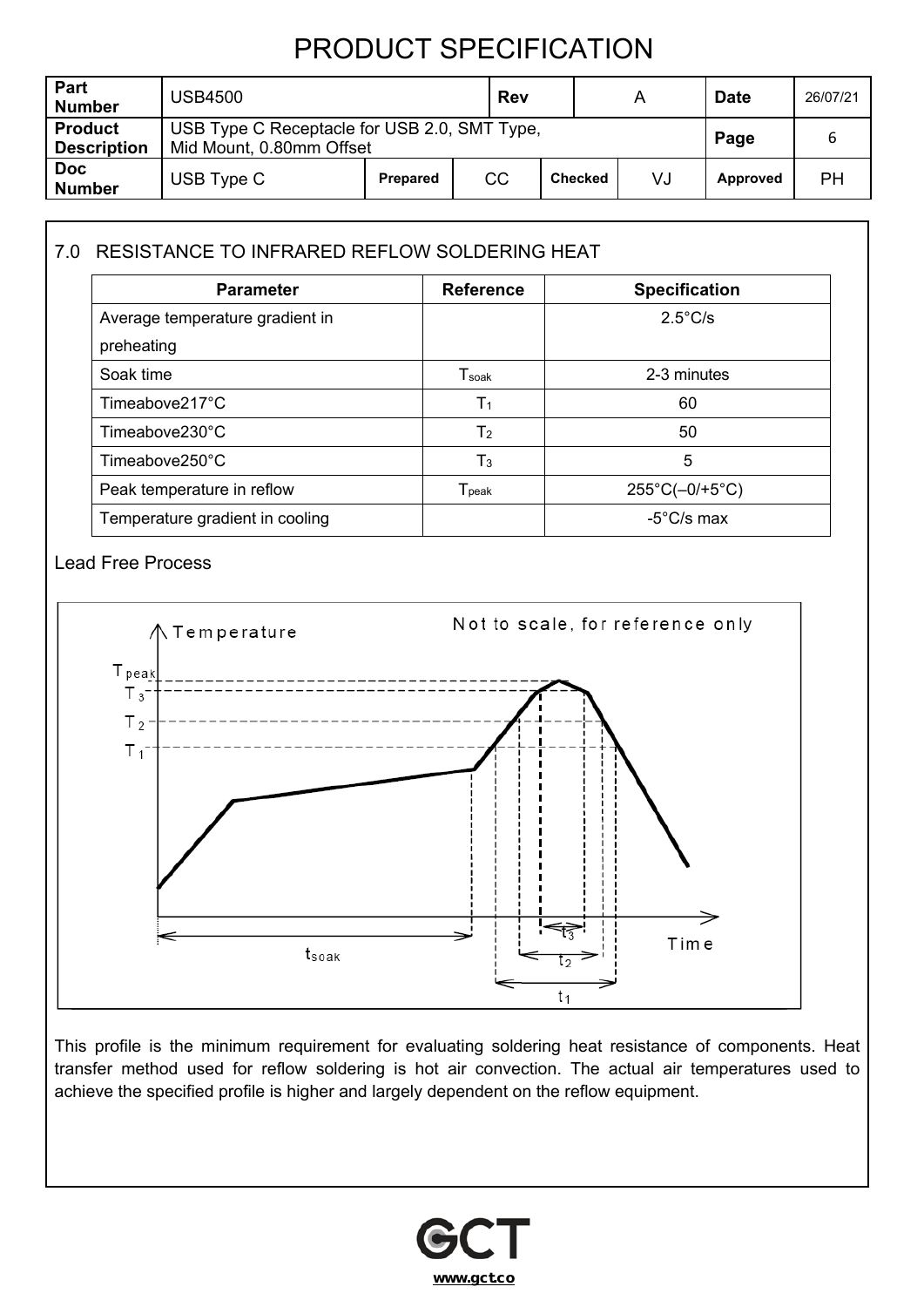## 7.0 RESISTANCE TO INFRARED REFLOW SOLDERING HEAT

| Parameter | Reference | Specification |
|---|---|---|
| Average temperature gradient in preheating | | 2.5°C/s |
| Soak time | $T_{soak}$ | 2-3 minutes |
| Timeabove217°C | $T_1$ | 60 |
| Timeabove230°C | $T_2$ | 50 |
| Timeabove250°C | $T_3$ | 5 |
| Peak temperature in reflow | $T_{peak}$ | 255°C(–0/+5°C) |
| Temperature gradient in cooling | | -5°C/s max |

Lead Free Process

This profile is the minimum requirement for evaluating soldering heat resistance of components. Heat transfer method used for reflow soldering is hot air convection. The actual air temperatures used to achieve the specified profile is higher and largely dependent on the reflow equipment.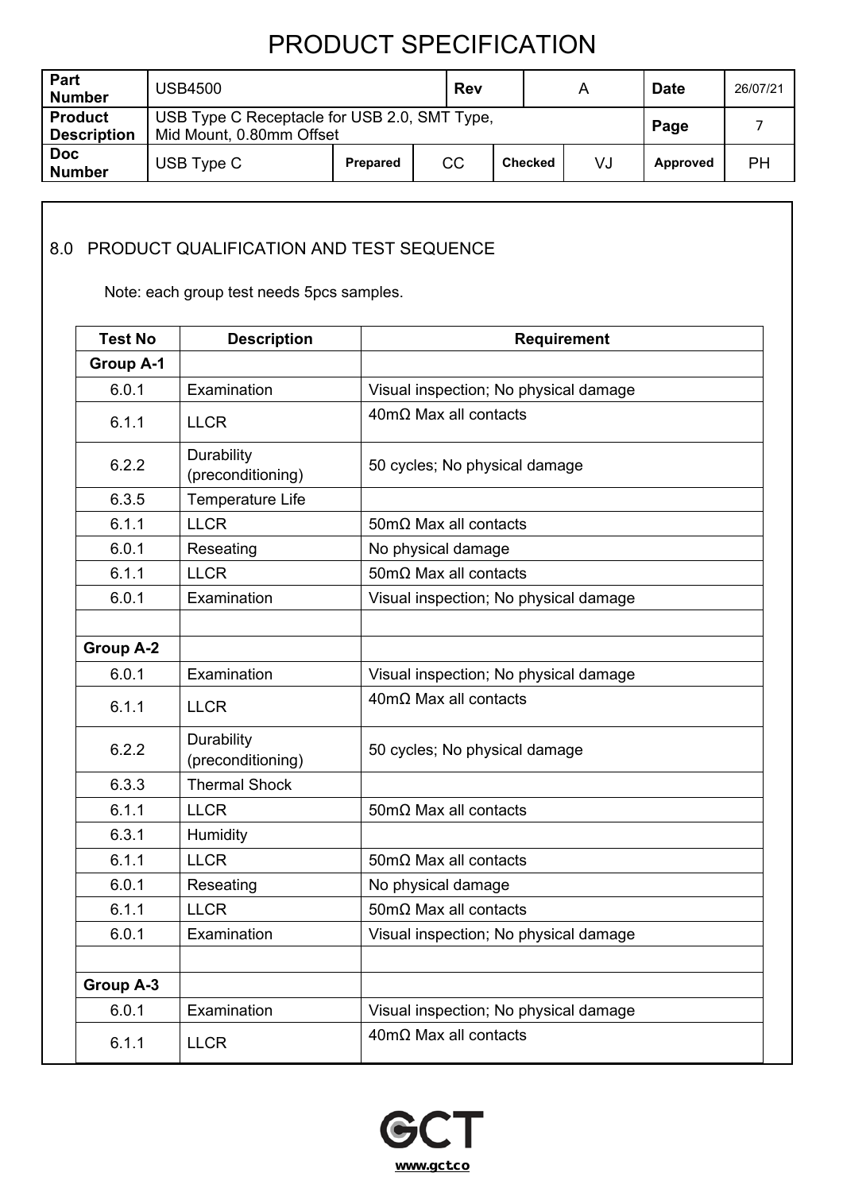# PRODUCT SPECIFICATION

| Part Number | USB4500 | | Rev | A | | Date | 26/07/21 |
|---|---|---|---|---|---|---|---|
| Product Description | USB Type C Receptacle for USB 2.0, SMT Type, Mid Mount, 0.80mm Offset | | | | | Page | 7 |
| Doc Number | USB Type C | Prepared | CC | Checked | VJ | Approved | PH |

## 8.0 PRODUCT QUALIFICATION AND TEST SEQUENCE

Note: each group test needs 5pcs samples.

| Test No | Description | Requirement |
|---|---|---|
| **Group A-1** | | |
| 6.0.1 | Examination | Visual inspection; No physical damage |
| 6.1.1 | LLCR | 40mΩ Max all contacts |
| 6.2.2 | Durability (preconditioning) | 50 cycles; No physical damage |
| 6.3.5 | Temperature Life | |
| 6.1.1 | LLCR | 50mΩ Max all contacts |
| 6.0.1 | Reseating | No physical damage |
| 6.1.1 | LLCR | 50mΩ Max all contacts |
| 6.0.1 | Examination | Visual inspection; No physical damage |
| | | |
| **Group A-2** | | |
| 6.0.1 | Examination | Visual inspection; No physical damage |
| 6.1.1 | LLCR | 40mΩ Max all contacts |
| 6.2.2 | Durability (preconditioning) | 50 cycles; No physical damage |
| 6.3.3 | Thermal Shock | |
| 6.1.1 | LLCR | 50mΩ Max all contacts |
| 6.3.1 | Humidity | |
| 6.1.1 | LLCR | 50mΩ Max all contacts |
| 6.0.1 | Reseating | No physical damage |
| 6.1.1 | LLCR | 50mΩ Max all contacts |
| 6.0.1 | Examination | Visual inspection; No physical damage |
| | | |
| **Group A-3** | | |
| 6.0.1 | Examination | Visual inspection; No physical damage |
| 6.1.1 | LLCR | 40mΩ Max all contacts |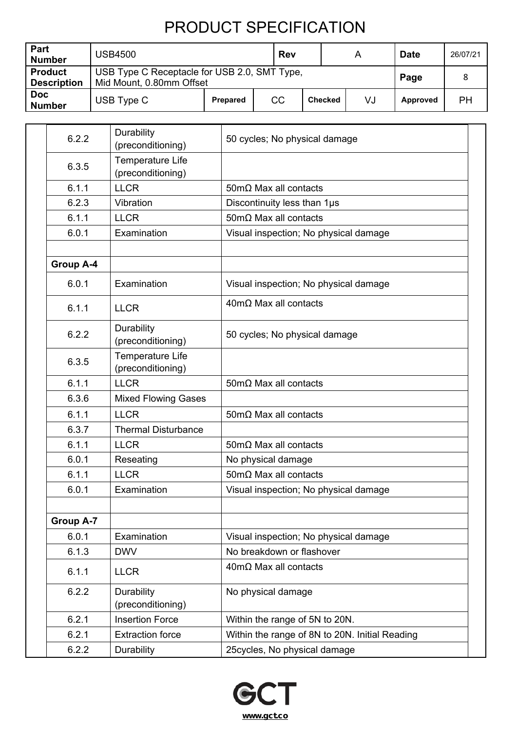# PRODUCT SPECIFICATION

| Part Number | USB4500 | | Rev | | A | Date | 26/07/21 |
|---|---|---|---|---|---|---|---|
| Product Description | USB Type C Receptacle for USB 2.0, SMT Type, Mid Mount, 0.80mm Offset | | | | | Page | 8 |
| Doc Number | USB Type C | Prepared | CC | Checked | VJ | Approved | PH |

| | | |
|---|---|---|
| 6.2.2 | Durability (preconditioning) | 50 cycles; No physical damage |
| 6.3.5 | Temperature Life (preconditioning) | |
| 6.1.1 | LLCR | 50mΩ Max all contacts |
| 6.2.3 | Vibration | Discontinuity less than 1µs |
| 6.1.1 | LLCR | 50mΩ Max all contacts |
| 6.0.1 | Examination | Visual inspection; No physical damage |
| | | |
| **Group A-4** | | |
| 6.0.1 | Examination | Visual inspection; No physical damage |
| 6.1.1 | LLCR | 40mΩ Max all contacts |
| 6.2.2 | Durability (preconditioning) | 50 cycles; No physical damage |
| 6.3.5 | Temperature Life (preconditioning) | |
| 6.1.1 | LLCR | 50mΩ Max all contacts |
| 6.3.6 | Mixed Flowing Gases | |
| 6.1.1 | LLCR | 50mΩ Max all contacts |
| 6.3.7 | Thermal Disturbance | |
| 6.1.1 | LLCR | 50mΩ Max all contacts |
| 6.0.1 | Reseating | No physical damage |
| 6.1.1 | LLCR | 50mΩ Max all contacts |
| 6.0.1 | Examination | Visual inspection; No physical damage |
| | | |
| **Group A-7** | | |
| 6.0.1 | Examination | Visual inspection; No physical damage |
| 6.1.3 | DWV | No breakdown or flashover |
| 6.1.1 | LLCR | 40mΩ Max all contacts |
| 6.2.2 | Durability (preconditioning) | No physical damage |
| 6.2.1 | Insertion Force | Within the range of 5N to 20N. |
| 6.2.1 | Extraction force | Within the range of 8N to 20N. Initial Reading |
| 6.2.2 | Durability | 25cycles, No physical damage |

GCT
www.gct.co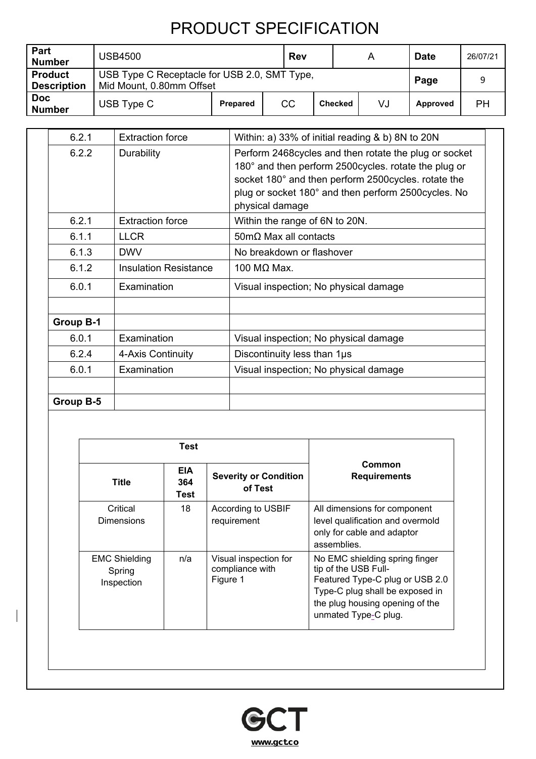# PRODUCT SPECIFICATION

| Part Number | USB4500 | | | Rev | | A | Date | 26/07/21 |
|---|---|---|---|---|---|---|---|---|
| Product Description | USB Type C Receptacle for USB 2.0, SMT Type, Mid Mount, 0.80mm Offset | | | | | | Page | 9 |
| Doc Number | USB Type C | Prepared | CC | | Checked | VJ | Approved | PH |

| | | |
|---|---|---|
| 6.2.1 | Extraction force | Within: a) 33% of initial reading & b) 8N to 20N |
| 6.2.2 | Durability | Perform 2468cycles and then rotate the plug or socket 180° and then perform 2500cycles. rotate the plug or socket 180° and then perform 2500cycles. rotate the plug or socket 180° and then perform 2500cycles. No physical damage |
| 6.2.1 | Extraction force | Within the range of 6N to 20N. |
| 6.1.1 | LLCR | 50mΩ Max all contacts |
| 6.1.3 | DWV | No breakdown or flashover |
| 6.1.2 | Insulation Resistance | 100 MΩ Max. |
| 6.0.1 | Examination | Visual inspection; No physical damage |
| | | |
| **Group B-1** | | |
| 6.0.1 | Examination | Visual inspection; No physical damage |
| 6.2.4 | 4-Axis Continuity | Discontinuity less than 1μs |
| 6.0.1 | Examination | Visual inspection; No physical damage |
| | | |
| **Group B-5** | | |

| Test | | | Common Requirements |
|---|---|---|---|
| **Title** | **EIA 364 Test** | **Severity or Condition of Test** | |
| Critical Dimensions | 18 | According to USBIF requirement | All dimensions for component level qualification and overmold only for cable and adaptor assemblies. |
| EMC Shielding Spring Inspection | n/a | Visual inspection for compliance with Figure 1 | No EMC shielding spring finger tip of the USB Full-Featured Type-C plug or USB 2.0 Type-C plug shall be exposed in the plug housing opening of the unmated Type-C plug. |

www.gct.co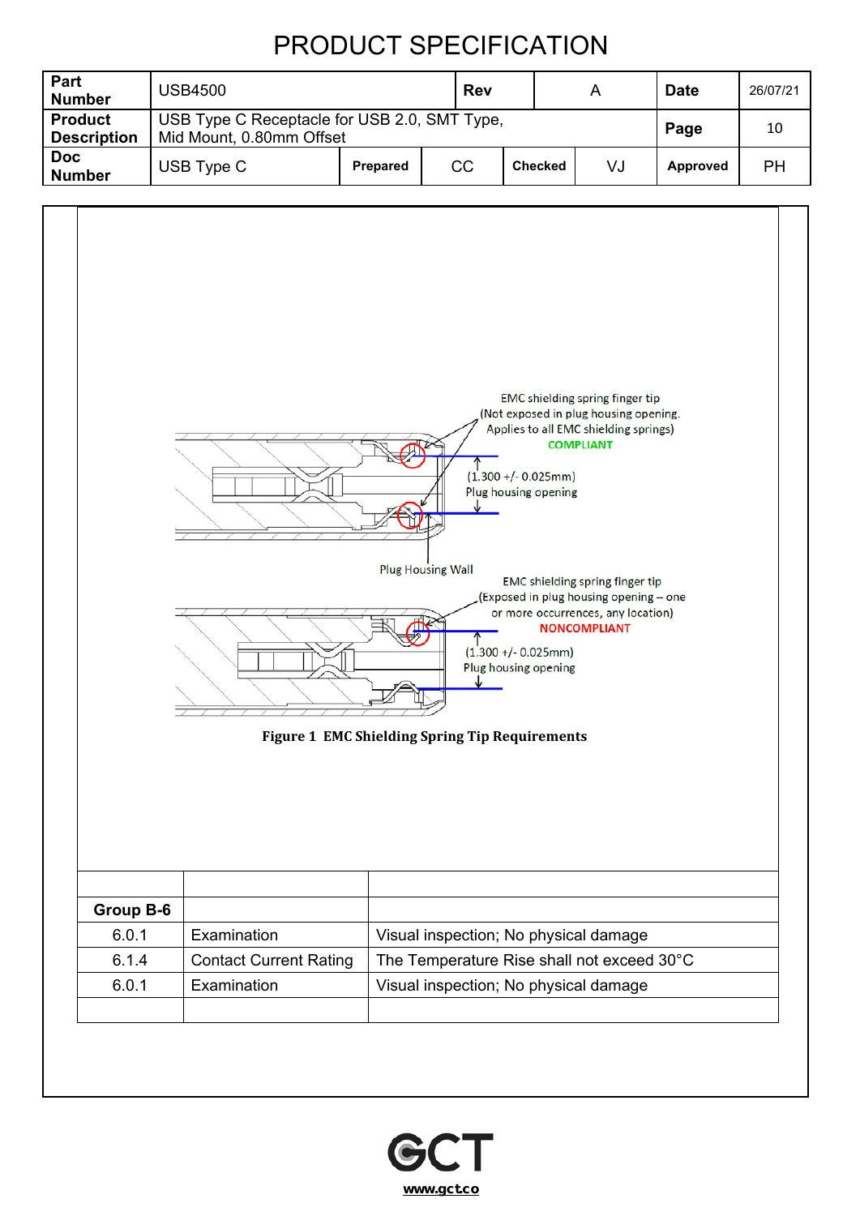# PRODUCT SPECIFICATION

| Part Number | USB4500 | | Rev | A | | Date | 26/07/21 |
|---|---|---|---|---|---|---|---|
| Product Description | USB Type C Receptacle for USB 2.0, SMT Type, Mid Mount, 0.80mm Offset | | | | | Page | 10 |
| Doc Number | USB Type C | Prepared | CC | Checked | VJ | Approved | PH |

EMC shielding spring finger tip (Not exposed in plug housing opening. Applies to all EMC shielding springs) COMPLIANT

(1.300 +/- 0.025mm) Plug housing opening

Plug Housing Wall

EMC shielding spring finger tip (Exposed in plug housing opening – one or more occurrences, any location) NONCOMPLIANT

(1.300 +/- 0.025mm) Plug housing opening

**Figure 1 EMC Shielding Spring Tip Requirements**

| | | |
|---|---|---|
| **Group B-6** | | |
| 6.0.1 | Examination | Visual inspection; No physical damage |
| 6.1.4 | Contact Current Rating | The Temperature Rise shall not exceed 30°C |
| 6.0.1 | Examination | Visual inspection; No physical damage |
| | | |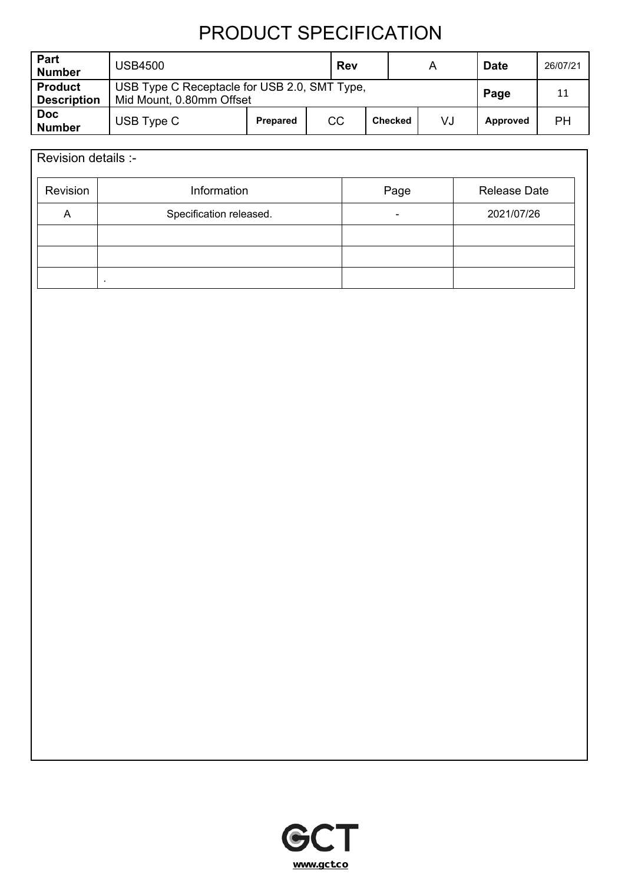# PRODUCT SPECIFICATION

| | | | | | | | | |
|---|---|---|---|---|---|---|---|---|
| **Part Number** | USB4500 | | | **Rev** | A | | **Date** | 26/07/21 |
| **Product Description** | USB Type C Receptacle for USB 2.0, SMT Type, Mid Mount, 0.80mm Offset | | | | | | **Page** | 11 |
| **Doc Number** | USB Type C | **Prepared** | CC | **Checked** | VJ | | **Approved** | PH |

Revision details :-

| Revision | Information | Page | Release Date |
|---|---|---|---|
| A | Specification released. | - | 2021/07/26 |
| | | | |
| | | | |
| | . | | |

www.gct.co